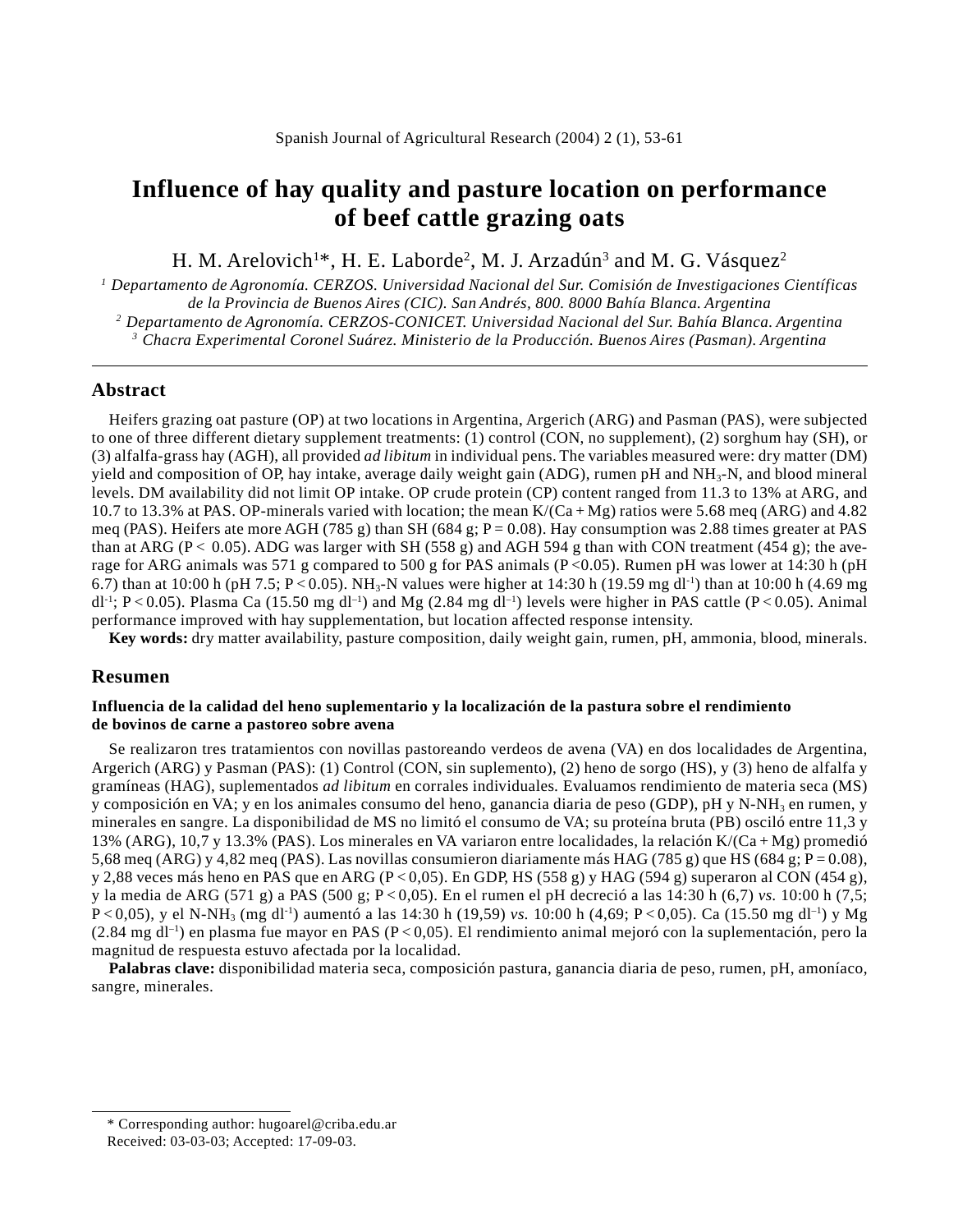# Influence of hay quality and pasture location on performance of beef cattle grazing oats

H. M. Arelovich[1]*, H. E. Laborde[2], M. J. Arzadún[3] and M. G. Vásquez[2]

[1] *Departamento de Agronomía. CERZOS. Universidad Nacional del Sur. Comisión de Investigaciones Científicas de la Provincia de Buenos Aires (CIC). San Andrés, 800. 8000 Bahía Blanca. Argentina*
[2] *Departamento de Agronomía. CERZOS-CONICET. Universidad Nacional del Sur. Bahía Blanca. Argentina*
[3] *Chacra Experimental Coronel Suárez. Ministerio de la Producción. Buenos Aires (Pasman). Argentina*

## Abstract

Heifers grazing oat pasture (OP) at two locations in Argentina, Argerich (ARG) and Pasman (PAS), were subjected to one of three different dietary supplement treatments: (1) control (CON, no supplement), (2) sorghum hay (SH), or (3) alfalfa-grass hay (AGH), all provided *ad libitum* in individual pens. The variables measured were: dry matter (DM) yield and composition of OP, hay intake, average daily weight gain (ADG), rumen pH and $NH_3$-N, and blood mineral levels. DM availability did not limit OP intake. OP crude protein (CP) content ranged from 11.3 to 13% at ARG, and 10.7 to 13.3% at PAS. OP-minerals varied with location; the mean K/(Ca + Mg) ratios were 5.68 meq (ARG) and 4.82 meq (PAS). Heifers ate more AGH (785 g) than SH (684 g; P = 0.08). Hay consumption was 2.88 times greater at PAS than at ARG (P < 0.05). ADG was larger with SH (558 g) and AGH 594 g than with CON treatment (454 g); the average for ARG animals was 571 g compared to 500 g for PAS animals (P <0.05). Rumen pH was lower at 14:30 h (pH 6.7) than at 10:00 h (pH 7.5; P < 0.05). $NH_3$-N values were higher at 14:30 h (19.59 mg $dl^{-1}$) than at 10:00 h (4.69 mg $dl^{-1}$; P < 0.05). Plasma Ca (15.50 mg $dl^{-1}$) and Mg (2.84 mg $dl^{-1}$) levels were higher in PAS cattle (P < 0.05). Animal performance improved with hay supplementation, but location affected response intensity.

**Key words:** dry matter availability, pasture composition, daily weight gain, rumen, pH, ammonia, blood, minerals.

## Resumen

**Influencia de la calidad del heno suplementario y la localización de la pastura sobre el rendimiento de bovinos de carne a pastoreo sobre avena**

Se realizaron tres tratamientos con novillas pastoreando verdeos de avena (VA) en dos localidades de Argentina, Argerich (ARG) y Pasman (PAS): (1) Control (CON, sin suplemento), (2) heno de sorgo (HS), y (3) heno de alfalfa y gramíneas (HAG), suplementados *ad libitum* en corrales individuales. Evaluamos rendimiento de materia seca (MS) y composición en VA; y en los animales consumo del heno, ganancia diaria de peso (GDP), pH y N-$NH_3$ en rumen, y minerales en sangre. La disponibilidad de MS no limitó el consumo de VA; su proteína bruta (PB) osciló entre 11,3 y 13% (ARG), 10,7 y 13.3% (PAS). Los minerales en VA variaron entre localidades, la relación K/(Ca + Mg) promedió 5,68 meq (ARG) y 4,82 meq (PAS). Las novillas consumieron diariamente más HAG (785 g) que HS (684 g; P = 0.08), y 2,88 veces más heno en PAS que en ARG (P < 0,05). En GDP, HS (558 g) y HAG (594 g) superaron al CON (454 g), y la media de ARG (571 g) a PAS (500 g; P < 0,05). En el rumen el pH decreció a las 14:30 h (6,7) *vs.* 10:00 h (7,5; P < 0,05), y el N-$NH_3$ (mg $dl^{-1}$) aumentó a las 14:30 h (19,59) *vs.* 10:00 h (4,69; P < 0,05). Ca (15.50 mg $dl^{-1}$) y Mg (2.84 mg $dl^{-1}$) en plasma fue mayor en PAS (P < 0,05). El rendimiento animal mejoró con la suplementación, pero la magnitud de respuesta estuvo afectada por la localidad.

**Palabras clave:** disponibilidad materia seca, composición pastura, ganancia diaria de peso, rumen, pH, amoníaco, sangre, minerales.

\* Corresponding author: hugoarel@criba.edu.ar
Received: 03-03-03; Accepted: 17-09-03.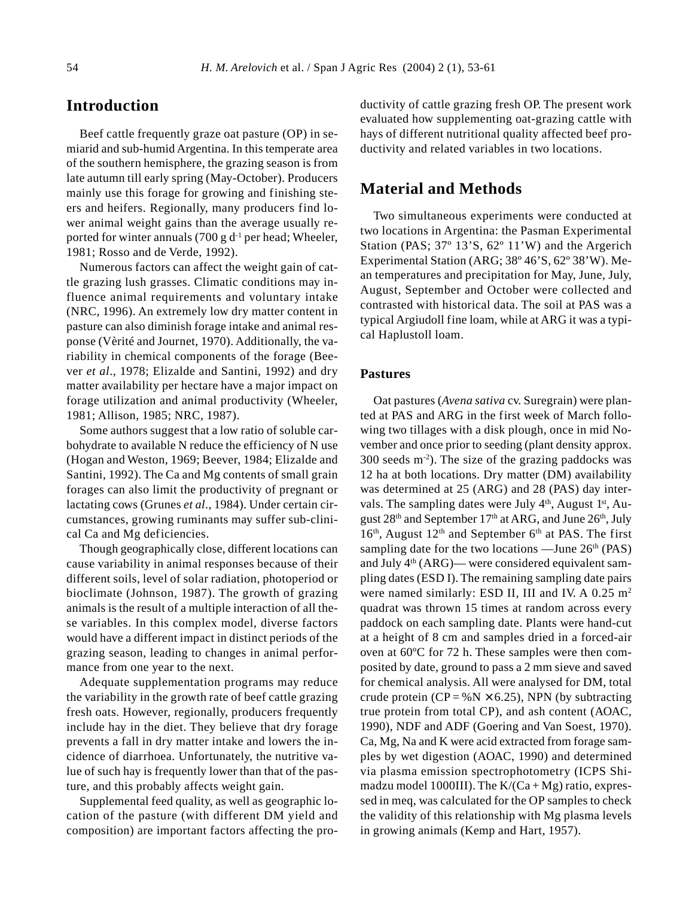## Introduction

Beef cattle frequently graze oat pasture (OP) in semiarid and sub-humid Argentina. In this temperate area of the southern hemisphere, the grazing season is from late autumn till early spring (May-October). Producers mainly use this forage for growing and finishing steers and heifers. Regionally, many producers find lower animal weight gains than the average usually reported for winter annuals (700 g $d^{-1}$ per head; Wheeler, 1981; Rosso and de Verde, 1992).

Numerous factors can affect the weight gain of cattle grazing lush grasses. Climatic conditions may influence animal requirements and voluntary intake (NRC, 1996). An extremely low dry matter content in pasture can also diminish forage intake and animal response (Vèrité and Journet, 1970). Additionally, the variability in chemical components of the forage (Beever *et al*., 1978; Elizalde and Santini, 1992) and dry matter availability per hectare have a major impact on forage utilization and animal productivity (Wheeler, 1981; Allison, 1985; NRC, 1987).

Some authors suggest that a low ratio of soluble carbohydrate to available N reduce the efficiency of N use (Hogan and Weston, 1969; Beever, 1984; Elizalde and Santini, 1992). The Ca and Mg contents of small grain forages can also limit the productivity of pregnant or lactating cows (Grunes *et al*., 1984). Under certain circumstances, growing ruminants may suffer sub-clinical Ca and Mg deficiencies.

Though geographically close, different locations can cause variability in animal responses because of their different soils, level of solar radiation, photoperiod or bioclimate (Johnson, 1987). The growth of grazing animals is the result of a multiple interaction of all these variables. In this complex model, diverse factors would have a different impact in distinct periods of the grazing season, leading to changes in animal performance from one year to the next.

Adequate supplementation programs may reduce the variability in the growth rate of beef cattle grazing fresh oats. However, regionally, producers frequently include hay in the diet. They believe that dry forage prevents a fall in dry matter intake and lowers the incidence of diarrhoea. Unfortunately, the nutritive value of such hay is frequently lower than that of the pasture, and this probably affects weight gain.

Supplemental feed quality, as well as geographic location of the pasture (with different DM yield and composition) are important factors affecting the productivity of cattle grazing fresh OP. The present work evaluated how supplementing oat-grazing cattle with hays of different nutritional quality affected beef productivity and related variables in two locations.

## Material and Methods

Two simultaneous experiments were conducted at two locations in Argentina: the Pasman Experimental Station (PAS; 37º 13'S, 62º 11'W) and the Argerich Experimental Station (ARG; 38º 46'S, 62º 38'W). Mean temperatures and precipitation for May, June, July, August, September and October were collected and contrasted with historical data. The soil at PAS was a typical Argiudoll fine loam, while at ARG it was a typical Haplustoll loam.

### Pastures

Oat pastures (*Avena sativa* cv. Suregrain) were planted at PAS and ARG in the first week of March following two tillages with a disk plough, once in mid November and once prior to seeding (plant density approx. 300 seeds $m^{-2}$). The size of the grazing paddocks was 12 ha at both locations. Dry matter (DM) availability was determined at 25 (ARG) and 28 (PAS) day intervals. The sampling dates were July 4th, August 1st, August 28th and September 17th at ARG, and June 26th, July 16th, August 12th and September 6th at PAS. The first sampling date for the two locations —June 26th (PAS) and July 4th (ARG)— were considered equivalent sampling dates (ESD I). The remaining sampling date pairs were named similarly: ESD II, III and IV. A 0.25 $m^2$ quadrat was thrown 15 times at random across every paddock on each sampling date. Plants were hand-cut at a height of 8 cm and samples dried in a forced-air oven at 60ºC for 72 h. These samples were then composited by date, ground to pass a 2 mm sieve and saved for chemical analysis. All were analysed for DM, total crude protein (CP = %N × 6.25), NPN (by subtracting true protein from total CP), and ash content (AOAC, 1990), NDF and ADF (Goering and Van Soest, 1970). Ca, Mg, Na and K were acid extracted from forage samples by wet digestion (AOAC, 1990) and determined via plasma emission spectrophotometry (ICPS Shimadzu model 1000III). The K/(Ca + Mg) ratio, expressed in meq, was calculated for the OP samples to check the validity of this relationship with Mg plasma levels in growing animals (Kemp and Hart, 1957).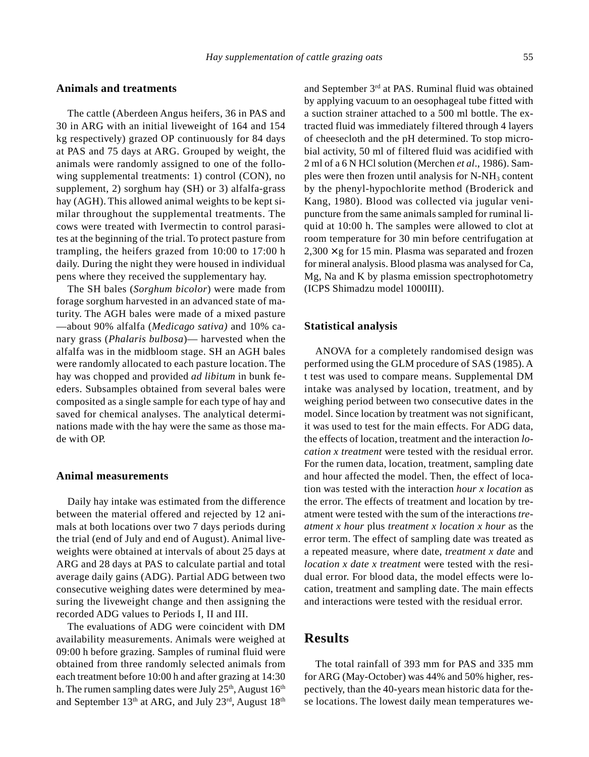## Animals and treatments

The cattle (Aberdeen Angus heifers, 36 in PAS and 30 in ARG with an initial liveweight of 164 and 154 kg respectively) grazed OP continuously for 84 days at PAS and 75 days at ARG. Grouped by weight, the animals were randomly assigned to one of the following supplemental treatments: 1) control (CON), no supplement, 2) sorghum hay (SH) or 3) alfalfa-grass hay (AGH). This allowed animal weights to be kept similar throughout the supplemental treatments. The cows were treated with Ivermectin to control parasites at the beginning of the trial. To protect pasture from trampling, the heifers grazed from 10:00 to 17:00 h daily. During the night they were housed in individual pens where they received the supplementary hay.

The SH bales (*Sorghum bicolor*) were made from forage sorghum harvested in an advanced state of maturity. The AGH bales were made of a mixed pasture —about 90% alfalfa (*Medicago sativa)* and 10% canary grass (*Phalaris bulbosa*)— harvested when the alfalfa was in the midbloom stage. SH an AGH bales were randomly allocated to each pasture location. The hay was chopped and provided *ad libitum* in bunk feeders. Subsamples obtained from several bales were composited as a single sample for each type of hay and saved for chemical analyses. The analytical determinations made with the hay were the same as those made with OP.

## Animal measurements

Daily hay intake was estimated from the difference between the material offered and rejected by 12 animals at both locations over two 7 days periods during the trial (end of July and end of August). Animal liveweights were obtained at intervals of about 25 days at ARG and 28 days at PAS to calculate partial and total average daily gains (ADG). Partial ADG between two consecutive weighing dates were determined by measuring the liveweight change and then assigning the recorded ADG values to Periods I, II and III.

The evaluations of ADG were coincident with DM availability measurements. Animals were weighed at 09:00 h before grazing. Samples of ruminal fluid were obtained from three randomly selected animals from each treatment before 10:00 h and after grazing at 14:30 h. The rumen sampling dates were July 25th, August 16th and September 13th at ARG, and July 23rd, August 18th and September 3rd at PAS. Ruminal fluid was obtained by applying vacuum to an oesophageal tube fitted with a suction strainer attached to a 500 ml bottle. The extracted fluid was immediately filtered through 4 layers of cheesecloth and the pH determined. To stop microbial activity, 50 ml of filtered fluid was acidified with 2 ml of a 6 N HCl solution (Merchen *et al*., 1986). Samples were then frozen until analysis for $N\text{-}NH_3$ content by the phenyl-hypochlorite method (Broderick and Kang, 1980). Blood was collected via jugular venipuncture from the same animals sampled for ruminal liquid at 10:00 h. The samples were allowed to clot at room temperature for 30 min before centrifugation at 2,300 × g for 15 min. Plasma was separated and frozen for mineral analysis. Blood plasma was analysed for Ca, Mg, Na and K by plasma emission spectrophotometry (ICPS Shimadzu model 1000III).

## Statistical analysis

ANOVA for a completely randomised design was performed using the GLM procedure of SAS (1985). A t test was used to compare means. Supplemental DM intake was analysed by location, treatment, and by weighing period between two consecutive dates in the model. Since location by treatment was not significant, it was used to test for the main effects. For ADG data, the effects of location, treatment and the interaction *location x treatment* were tested with the residual error. For the rumen data, location, treatment, sampling date and hour affected the model. Then, the effect of location was tested with the interaction *hour x location* as the error. The effects of treatment and location by treatment were tested with the sum of the interactions *treatment x hour* plus *treatment x location x hour* as the error term. The effect of sampling date was treated as a repeated measure, where date, *treatment x date* and *location x date x treatment* were tested with the residual error. For blood data, the model effects were location, treatment and sampling date. The main effects and interactions were tested with the residual error.

# Results

The total rainfall of 393 mm for PAS and 335 mm for ARG (May-October) was 44% and 50% higher, respectively, than the 40-years mean historic data for these locations. The lowest daily mean temperatures we-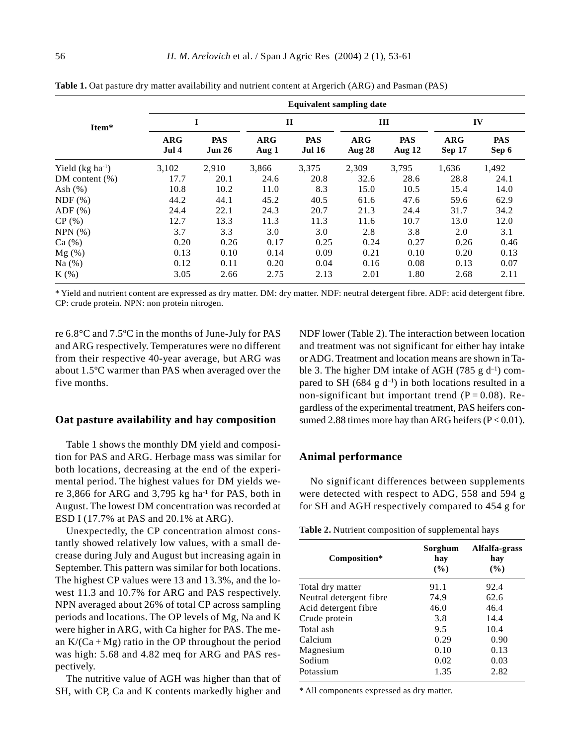**Table 1.** Oat pasture dry matter availability and nutrient content at Argerich (ARG) and Pasman (PAS)

| Item* | Equivalent sampling date | | | | | | | |
|---|---|---|---|---|---|---|---|---|
| | I | | II | | III | | IV | |
| | ARG Jul 4 | PAS Jun 26 | ARG Aug 1 | PAS Jul 16 | ARG Aug 28 | PAS Aug 12 | ARG Sep 17 | PAS Sep 6 |
| Yield (kg $ha^{-1}$) | 3,102 | 2,910 | 3,866 | 3,375 | 2,309 | 3,795 | 1,636 | 1,492 |
| DM content (%) | 17.7 | 20.1 | 24.6 | 20.8 | 32.6 | 28.6 | 28.8 | 24.1 |
| Ash (%) | 10.8 | 10.2 | 11.0 | 8.3 | 15.0 | 10.5 | 15.4 | 14.0 |
| NDF (%) | 44.2 | 44.1 | 45.2 | 40.5 | 61.6 | 47.6 | 59.6 | 62.9 |
| ADF (%) | 24.4 | 22.1 | 24.3 | 20.7 | 21.3 | 24.4 | 31.7 | 34.2 |
| CP (%) | 12.7 | 13.3 | 11.3 | 11.3 | 11.6 | 10.7 | 13.0 | 12.0 |
| NPN (%) | 3.7 | 3.3 | 3.0 | 3.0 | 2.8 | 3.8 | 2.0 | 3.1 |
| Ca (%) | 0.20 | 0.26 | 0.17 | 0.25 | 0.24 | 0.27 | 0.26 | 0.46 |
| Mg (%) | 0.13 | 0.10 | 0.14 | 0.09 | 0.21 | 0.10 | 0.20 | 0.13 |
| Na (%) | 0.12 | 0.11 | 0.20 | 0.04 | 0.16 | 0.08 | 0.13 | 0.07 |
| K (%) | 3.05 | 2.66 | 2.75 | 2.13 | 2.01 | 1.80 | 2.68 | 2.11 |

\* Yield and nutrient content are expressed as dry matter. DM: dry matter. NDF: neutral detergent fibre. ADF: acid detergent fibre. CP: crude protein. NPN: non protein nitrogen.

re 6.8°C and 7.5ºC in the months of June-July for PAS and ARG respectively. Temperatures were no different from their respective 40-year average, but ARG was about 1.5ºC warmer than PAS when averaged over the five months.

## Oat pasture availability and hay composition

Table 1 shows the monthly DM yield and composition for PAS and ARG. Herbage mass was similar for both locations, decreasing at the end of the experimental period. The highest values for DM yields were 3,866 for ARG and 3,795 kg $ha^{-1}$ for PAS, both in August. The lowest DM concentration was recorded at ESD I (17.7% at PAS and 20.1% at ARG).

Unexpectedly, the CP concentration almost constantly showed relatively low values, with a small decrease during July and August but increasing again in September. This pattern was similar for both locations. The highest CP values were 13 and 13.3%, and the lowest 11.3 and 10.7% for ARG and PAS respectively. NPN averaged about 26% of total CP across sampling periods and locations. The OP levels of Mg, Na and K were higher in ARG, with Ca higher for PAS. The mean $K/(Ca + Mg)$ ratio in the OP throughout the period was high: 5.68 and 4.82 meq for ARG and PAS respectively.

The nutritive value of AGH was higher than that of SH, with CP, Ca and K contents markedly higher and NDF lower (Table 2). The interaction between location and treatment was not significant for either hay intake or ADG. Treatment and location means are shown in Table 3. The higher DM intake of AGH (785 g $d^{-1}$) compared to SH (684 g $d^{-1}$) in both locations resulted in a non-significant but important trend ($P = 0.08$). Regardless of the experimental treatment, PAS heifers consumed 2.88 times more hay than ARG heifers ($P < 0.01$).

## Animal performance

No significant differences between supplements were detected with respect to ADG, 558 and 594 g for SH and AGH respectively compared to 454 g for

**Table 2.** Nutrient composition of supplemental hays

| Composition* | Sorghum hay (%) | Alfalfa-grass hay (%) |
|---|---|---|
| Total dry matter | 91.1 | 92.4 |
| Neutral detergent fibre | 74.9 | 62.6 |
| Acid detergent fibre | 46.0 | 46.4 |
| Crude protein | 3.8 | 14.4 |
| Total ash | 9.5 | 10.4 |
| Calcium | 0.29 | 0.90 |
| Magnesium | 0.10 | 0.13 |
| Sodium | 0.02 | 0.03 |
| Potassium | 1.35 | 2.82 |

\* All components expressed as dry matter.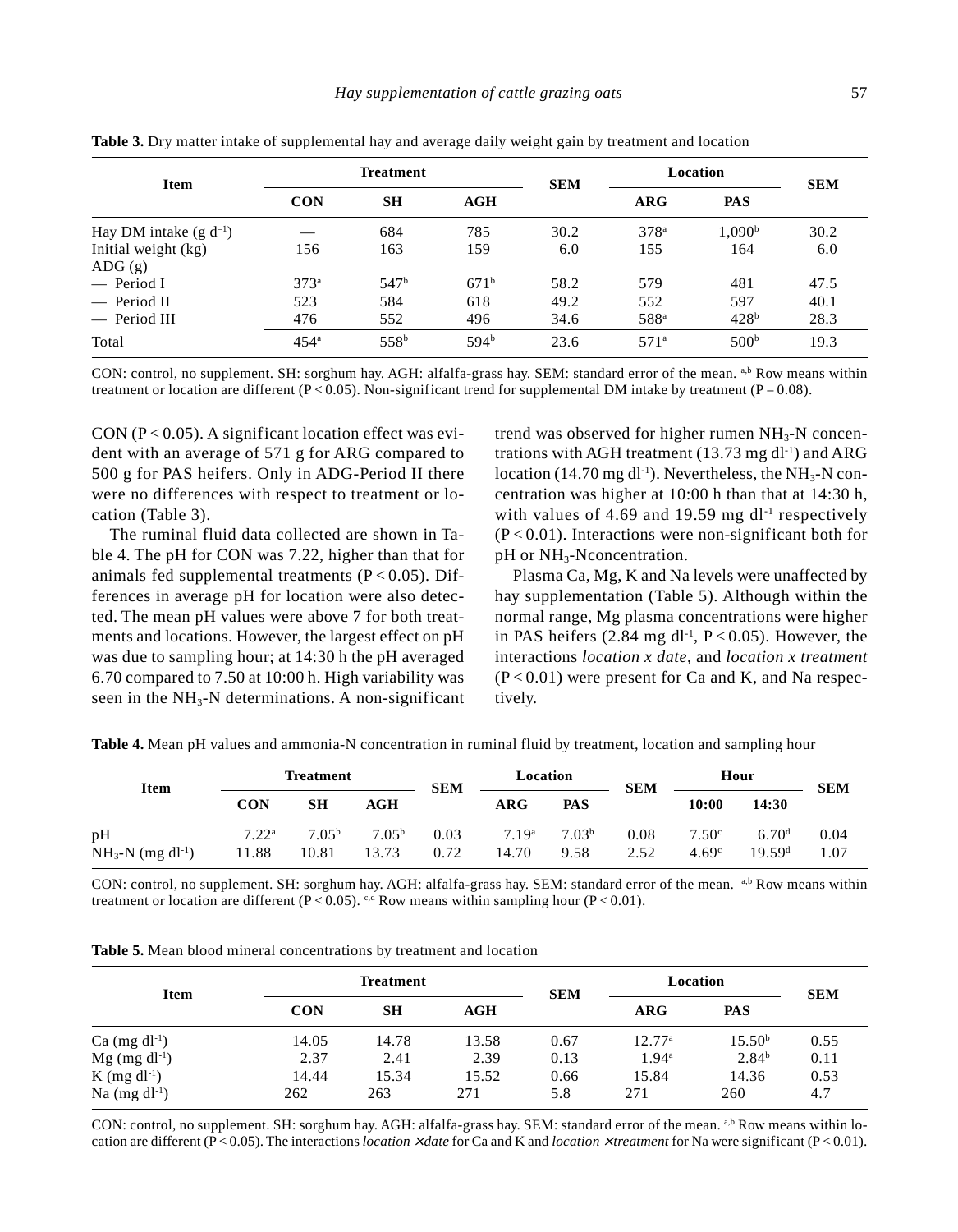**Table 3.** Dry matter intake of supplemental hay and average daily weight gain by treatment and location

| Item | Treatment | | | SEM | Location | | SEM |
|---|---|---|---|---|---|---|---|
| | CON | SH | AGH | | ARG | PAS | |
| Hay DM intake (g $d^{-1}$) | — | 684 | 785 | 30.2 | 378[a] | 1,090[b] | 30.2 |
| Initial weight (kg) | 156 | 163 | 159 | 6.0 | 155 | 164 | 6.0 |
| ADG (g) | | | | | | | |
| — Period I | 373[a] | 547[b] | 671[b] | 58.2 | 579 | 481 | 47.5 |
| — Period II | 523 | 584 | 618 | 49.2 | 552 | 597 | 40.1 |
| — Period III | 476 | 552 | 496 | 34.6 | 588[a] | 428[b] | 28.3 |
| Total | 454[a] | 558[b] | 594[b] | 23.6 | 571[a] | 500[b] | 19.3 |

CON: control, no supplement. SH: sorghum hay. AGH: alfalfa-grass hay. SEM: standard error of the mean. [a,b] Row means within treatment or location are different ($P < 0.05$). Non-significant trend for supplemental DM intake by treatment ($P = 0.08$).

CON ($P < 0.05$). A significant location effect was evident with an average of 571 g for ARG compared to 500 g for PAS heifers. Only in ADG-Period II there were no differences with respect to treatment or location (Table 3).

The ruminal fluid data collected are shown in Table 4. The pH for CON was 7.22, higher than that for animals fed supplemental treatments ($P < 0.05$). Differences in average pH for location were also detected. The mean pH values were above 7 for both treatments and locations. However, the largest effect on pH was due to sampling hour; at 14:30 h the pH averaged 6.70 compared to 7.50 at 10:00 h. High variability was seen in the $NH_3$-N determinations. A non-significant trend was observed for higher rumen $NH_3$-N concentrations with AGH treatment (13.73 mg $dl^{-1}$) and ARG location (14.70 mg $dl^{-1}$). Nevertheless, the $NH_3$-N concentration was higher at 10:00 h than that at 14:30 h, with values of 4.69 and 19.59 mg $dl^{-1}$ respectively ($P < 0.01$). Interactions were non-significant both for pH or $NH_3$-Nconcentration.

Plasma Ca, Mg, K and Na levels were unaffected by hay supplementation (Table 5). Although within the normal range, Mg plasma concentrations were higher in PAS heifers (2.84 mg $dl^{-1}$, $P < 0.05$). However, the interactions *location x date*, and *location x treatment* ($P < 0.01$) were present for Ca and K, and Na respectively.

**Table 4.** Mean pH values and ammonia-N concentration in ruminal fluid by treatment, location and sampling hour

| Item | Treatment | | | SEM | Location | | SEM | Hour | | SEM |
|---|---|---|---|---|---|---|---|---|---|---|
| | CON | SH | AGH | | ARG | PAS | | 10:00 | 14:30 | |
| pH | 7.22[a] | 7.05[b] | 7.05[b] | 0.03 | 7.19[a] | 7.03[b] | 0.08 | 7.50[c] | 6.70[d] | 0.04 |
| $NH_3$-N (mg $dl^{-1}$) | 11.88 | 10.81 | 13.73 | 0.72 | 14.70 | 9.58 | 2.52 | 4.69[c] | 19.59[d] | 1.07 |

CON: control, no supplement. SH: sorghum hay. AGH: alfalfa-grass hay. SEM: standard error of the mean. [a,b] Row means within treatment or location are different ($P < 0.05$). [c,d] Row means within sampling hour ($P < 0.01$).

**Table 5.** Mean blood mineral concentrations by treatment and location

| Item | Treatment | | | SEM | Location | | SEM |
|---|---|---|---|---|---|---|---|
| | CON | SH | AGH | | ARG | PAS | |
| Ca (mg $dl^{-1}$) | 14.05 | 14.78 | 13.58 | 0.67 | 12.77[a] | 15.50[b] | 0.55 |
| Mg (mg $dl^{-1}$) | 2.37 | 2.41 | 2.39 | 0.13 | 1.94[a] | 2.84[b] | 0.11 |
| K (mg $dl^{-1}$) | 14.44 | 15.34 | 15.52 | 0.66 | 15.84 | 14.36 | 0.53 |
| Na (mg $dl^{-1}$) | 262 | 263 | 271 | 5.8 | 271 | 260 | 4.7 |

CON: control, no supplement. SH: sorghum hay. AGH: alfalfa-grass hay. SEM: standard error of the mean. [a,b] Row means within location are different ($P < 0.05$). The interactions *location × date* for Ca and K and *location × treatment* for Na were significant ($P < 0.01$).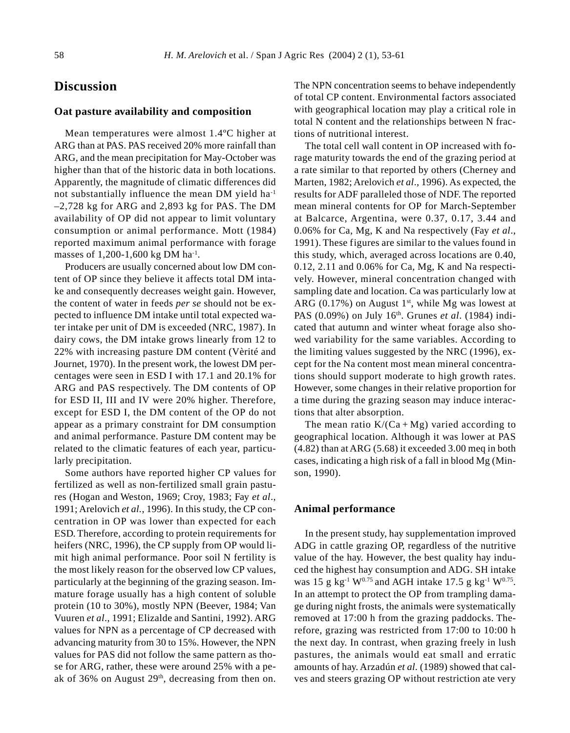## Discussion

### Oat pasture availability and composition

Mean temperatures were almost 1.4ºC higher at ARG than at PAS. PAS received 20% more rainfall than ARG, and the mean precipitation for May-October was higher than that of the historic data in both locations. Apparently, the magnitude of climatic differences did not substantially influence the mean DM yield ha$^{-1}$ –2,728 kg for ARG and 2,893 kg for PAS. The DM availability of OP did not appear to limit voluntary consumption or animal performance. Mott (1984) reported maximum animal performance with forage masses of 1,200-1,600 kg DM ha$^{-1}$.

Producers are usually concerned about low DM content of OP since they believe it affects total DM intake and consequently decreases weight gain. However, the content of water in feeds *per se* should not be expected to influence DM intake until total expected water intake per unit of DM is exceeded (NRC, 1987). In dairy cows, the DM intake grows linearly from 12 to 22% with increasing pasture DM content (Vèrité and Journet, 1970). In the present work, the lowest DM percentages were seen in ESD I with 17.1 and 20.1% for ARG and PAS respectively. The DM contents of OP for ESD II, III and IV were 20% higher. Therefore, except for ESD I, the DM content of the OP do not appear as a primary constraint for DM consumption and animal performance. Pasture DM content may be related to the climatic features of each year, particularly precipitation.

Some authors have reported higher CP values for fertilized as well as non-fertilized small grain pastures (Hogan and Weston, 1969; Croy, 1983; Fay *et al*., 1991; Arelovich *et al.*, 1996). In this study, the CP concentration in OP was lower than expected for each ESD. Therefore, according to protein requirements for heifers (NRC, 1996), the CP supply from OP would limit high animal performance. Poor soil N fertility is the most likely reason for the observed low CP values, particularly at the beginning of the grazing season. Immature forage usually has a high content of soluble protein (10 to 30%), mostly NPN (Beever, 1984; Van Vuuren *et al*., 1991; Elizalde and Santini, 1992). ARG values for NPN as a percentage of CP decreased with advancing maturity from 30 to 15%. However, the NPN values for PAS did not follow the same pattern as those for ARG, rather, these were around 25% with a peak of 36% on August 29$^{th}$, decreasing from then on. The NPN concentration seems to behave independently of total CP content. Environmental factors associated with geographical location may play a critical role in total N content and the relationships between N fractions of nutritional interest.

The total cell wall content in OP increased with forage maturity towards the end of the grazing period at a rate similar to that reported by others (Cherney and Marten, 1982; Arelovich *et al*., 1996). As expected, the results for ADF paralleled those of NDF. The reported mean mineral contents for OP for March-September at Balcarce, Argentina, were 0.37, 0.17, 3.44 and 0.06% for Ca, Mg, K and Na respectively (Fay *et al*., 1991). These figures are similar to the values found in this study, which, averaged across locations are 0.40, 0.12, 2.11 and 0.06% for Ca, Mg, K and Na respectively. However, mineral concentration changed with sampling date and location. Ca was particularly low at ARG (0.17%) on August 1$^{st}$, while Mg was lowest at PAS (0.09%) on July 16$^{th}$. Grunes *et al*. (1984) indicated that autumn and winter wheat forage also showed variability for the same variables. According to the limiting values suggested by the NRC (1996), except for the Na content most mean mineral concentrations should support moderate to high growth rates. However, some changes in their relative proportion for a time during the grazing season may induce interactions that alter absorption.

The mean ratio $K/(Ca + Mg)$ varied according to geographical location. Although it was lower at PAS (4.82) than at ARG (5.68) it exceeded 3.00 meq in both cases, indicating a high risk of a fall in blood Mg (Minson, 1990).

### Animal performance

In the present study, hay supplementation improved ADG in cattle grazing OP, regardless of the nutritive value of the hay. However, the best quality hay induced the highest hay consumption and ADG. SH intake was 15 g kg$^{-1}$ W$^{0.75}$ and AGH intake 17.5 g kg$^{-1}$ W$^{0.75}$. In an attempt to protect the OP from trampling damage during night frosts, the animals were systematically removed at 17:00 h from the grazing paddocks. Therefore, grazing was restricted from 17:00 to 10:00 h the next day. In contrast, when grazing freely in lush pastures, the animals would eat small and erratic amounts of hay. Arzadún *et al*. (1989) showed that calves and steers grazing OP without restriction ate very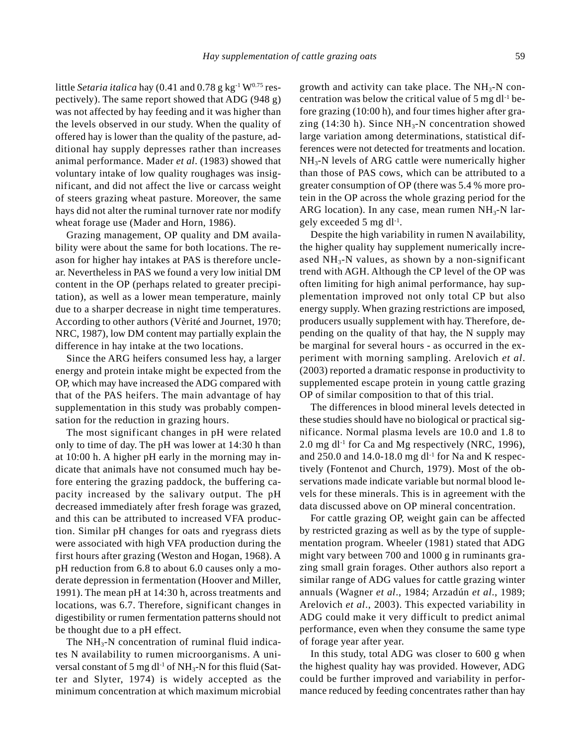little *Setaria italica* hay (0.41 and 0.78 g $kg^{-1}$ $W^{0.75}$ respectively). The same report showed that ADG (948 g) was not affected by hay feeding and it was higher than the levels observed in our study. When the quality of offered hay is lower than the quality of the pasture, additional hay supply depresses rather than increases animal performance. Mader *et al*. (1983) showed that voluntary intake of low quality roughages was insignificant, and did not affect the live or carcass weight of steers grazing wheat pasture. Moreover, the same hays did not alter the ruminal turnover rate nor modify wheat forage use (Mader and Horn, 1986).

Grazing management, OP quality and DM availability were about the same for both locations. The reason for higher hay intakes at PAS is therefore unclear. Nevertheless in PAS we found a very low initial DM content in the OP (perhaps related to greater precipitation), as well as a lower mean temperature, mainly due to a sharper decrease in night time temperatures. According to other authors (Vèrité and Journet, 1970; NRC, 1987), low DM content may partially explain the difference in hay intake at the two locations.

Since the ARG heifers consumed less hay, a larger energy and protein intake might be expected from the OP, which may have increased the ADG compared with that of the PAS heifers. The main advantage of hay supplementation in this study was probably compensation for the reduction in grazing hours.

The most significant changes in pH were related only to time of day. The pH was lower at 14:30 h than at 10:00 h. A higher pH early in the morning may indicate that animals have not consumed much hay before entering the grazing paddock, the buffering capacity increased by the salivary output. The pH decreased immediately after fresh forage was grazed, and this can be attributed to increased VFA production. Similar pH changes for oats and ryegrass diets were associated with high VFA production during the first hours after grazing (Weston and Hogan, 1968). A pH reduction from 6.8 to about 6.0 causes only a moderate depression in fermentation (Hoover and Miller, 1991). The mean pH at 14:30 h, across treatments and locations, was 6.7. Therefore, significant changes in digestibility or rumen fermentation patterns should not be thought due to a pH effect.

The $NH_3$-N concentration of ruminal fluid indicates N availability to rumen microorganisms. A universal constant of 5 mg $dl^{-1}$ of $NH_3$-N for this fluid (Satter and Slyter, 1974) is widely accepted as the minimum concentration at which maximum microbial growth and activity can take place. The $NH_3$-N concentration was below the critical value of 5 mg $dl^{-1}$ before grazing (10:00 h), and four times higher after grazing (14:30 h). Since $NH_3$-N concentration showed large variation among determinations, statistical differences were not detected for treatments and location. $NH_3$-N levels of ARG cattle were numerically higher than those of PAS cows, which can be attributed to a greater consumption of OP (there was 5.4 % more protein in the OP across the whole grazing period for the ARG location). In any case, mean rumen $NH_3$-N largely exceeded 5 mg $dl^{-1}$.

Despite the high variability in rumen N availability, the higher quality hay supplement numerically increased $NH_3$-N values, as shown by a non-significant trend with AGH. Although the CP level of the OP was often limiting for high animal performance, hay supplementation improved not only total CP but also energy supply. When grazing restrictions are imposed, producers usually supplement with hay. Therefore, depending on the quality of that hay, the N supply may be marginal for several hours - as occurred in the experiment with morning sampling. Arelovich *et al*. (2003) reported a dramatic response in productivity to supplemented escape protein in young cattle grazing OP of similar composition to that of this trial.

The differences in blood mineral levels detected in these studies should have no biological or practical significance. Normal plasma levels are 10.0 and 1.8 to 2.0 mg $dl^{-1}$ for Ca and Mg respectively (NRC, 1996), and 250.0 and 14.0-18.0 mg $dl^{-1}$ for Na and K respectively (Fontenot and Church, 1979). Most of the observations made indicate variable but normal blood levels for these minerals. This is in agreement with the data discussed above on OP mineral concentration.

For cattle grazing OP, weight gain can be affected by restricted grazing as well as by the type of supplementation program. Wheeler (1981) stated that ADG might vary between 700 and 1000 g in ruminants grazing small grain forages. Other authors also report a similar range of ADG values for cattle grazing winter annuals (Wagner *et al*., 1984; Arzadún *et al*., 1989; Arelovich *et al*., 2003). This expected variability in ADG could make it very difficult to predict animal performance, even when they consume the same type of forage year after year.

In this study, total ADG was closer to 600 g when the highest quality hay was provided. However, ADG could be further improved and variability in performance reduced by feeding concentrates rather than hay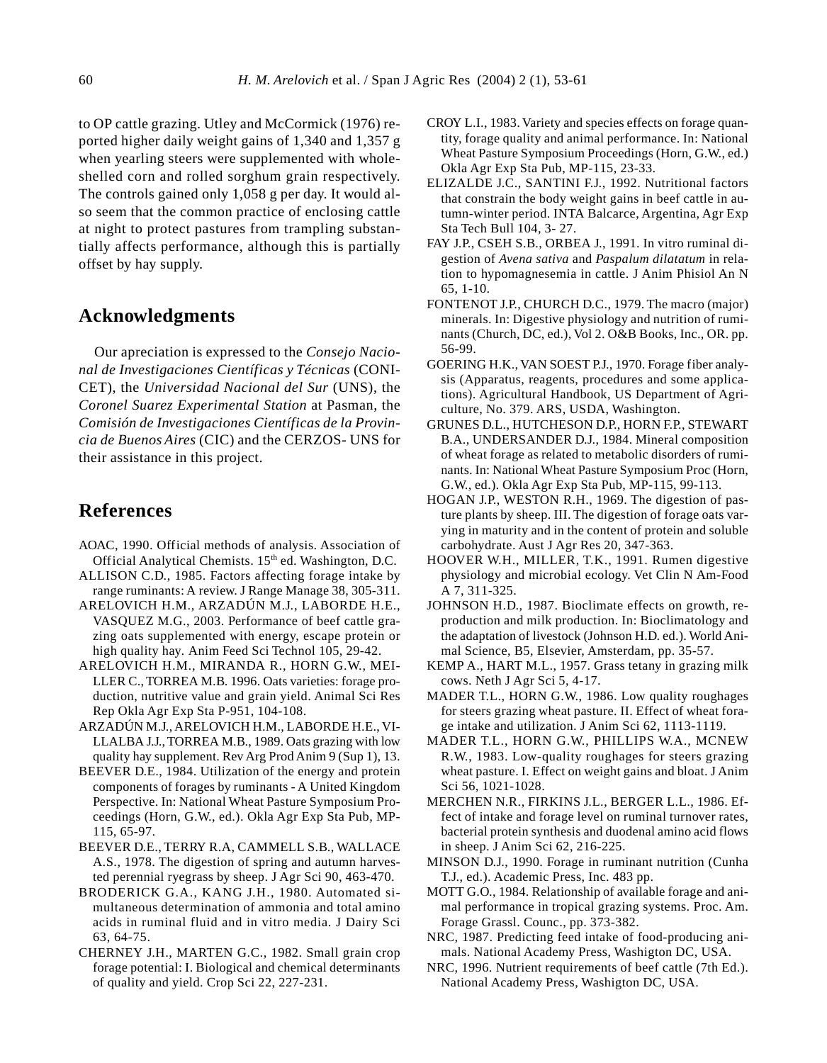to OP cattle grazing. Utley and McCormick (1976) reported higher daily weight gains of 1,340 and 1,357 g when yearling steers were supplemented with whole-shelled corn and rolled sorghum grain respectively. The controls gained only 1,058 g per day. It would also seem that the common practice of enclosing cattle at night to protect pastures from trampling substantially affects performance, although this is partially offset by hay supply.

## Acknowledgments

Our apreciation is expressed to the *Consejo Nacional de Investigaciones Científicas y Técnicas* (CONICET), the *Universidad Nacional del Sur* (UNS), the *Coronel Suarez Experimental Station* at Pasman, the *Comisión de Investigaciones Científicas de la Provincia de Buenos Aires* (CIC) and the CERZOS- UNS for their assistance in this project.

## References

AOAC, 1990. Official methods of analysis. Association of Official Analytical Chemists. 15th ed. Washington, D.C.

ALLISON C.D., 1985. Factors affecting forage intake by range ruminants: A review. J Range Manage 38, 305-311.

ARELOVICH H.M., ARZADÚN M.J., LABORDE H.E., VASQUEZ M.G., 2003. Performance of beef cattle grazing oats supplemented with energy, escape protein or high quality hay. Anim Feed Sci Technol 105, 29-42.

ARELOVICH H.M., MIRANDA R., HORN G.W., MEILLER C., TORREA M.B. 1996. Oats varieties: forage production, nutritive value and grain yield. Animal Sci Res Rep Okla Agr Exp Sta P-951, 104-108.

ARZADÚN M.J., ARELOVICH H.M., LABORDE H.E., VILLALBA J.J., TORREA M.B., 1989. Oats grazing with low quality hay supplement. Rev Arg Prod Anim 9 (Sup 1), 13.

BEEVER D.E., 1984. Utilization of the energy and protein components of forages by ruminants - A United Kingdom Perspective. In: National Wheat Pasture Symposium Proceedings (Horn, G.W., ed.). Okla Agr Exp Sta Pub, MP-115, 65-97.

BEEVER D.E., TERRY R.A, CAMMELL S.B., WALLACE A.S., 1978. The digestion of spring and autumn harvested perennial ryegrass by sheep. J Agr Sci 90, 463-470.

BRODERICK G.A., KANG J.H., 1980. Automated simultaneous determination of ammonia and total amino acids in ruminal fluid and in vitro media. J Dairy Sci 63, 64-75.

CHERNEY J.H., MARTEN G.C., 1982. Small grain crop forage potential: I. Biological and chemical determinants of quality and yield. Crop Sci 22, 227-231.

CROY L.I., 1983. Variety and species effects on forage quantity, forage quality and animal performance. In: National Wheat Pasture Symposium Proceedings (Horn, G.W., ed.) Okla Agr Exp Sta Pub, MP-115, 23-33.

ELIZALDE J.C., SANTINI F.J., 1992. Nutritional factors that constrain the body weight gains in beef cattle in autumn-winter period. INTA Balcarce, Argentina, Agr Exp Sta Tech Bull 104, 3- 27.

FAY J.P., CSEH S.B., ORBEA J., 1991. In vitro ruminal digestion of *Avena sativa* and *Paspalum dilatatum* in relation to hypomagnesemia in cattle. J Anim Phisiol An N 65, 1-10.

FONTENOT J.P., CHURCH D.C., 1979. The macro (major) minerals. In: Digestive physiology and nutrition of ruminants (Church, DC, ed.), Vol 2. O&B Books, Inc., OR. pp. 56-99.

GOERING H.K., VAN SOEST P.J., 1970. Forage fiber analysis (Apparatus, reagents, procedures and some applications). Agricultural Handbook, US Department of Agriculture, No. 379. ARS, USDA, Washington.

GRUNES D.L., HUTCHESON D.P., HORN F.P., STEWART B.A., UNDERSANDER D.J., 1984. Mineral composition of wheat forage as related to metabolic disorders of ruminants. In: National Wheat Pasture Symposium Proc (Horn, G.W., ed.). Okla Agr Exp Sta Pub, MP-115, 99-113.

HOGAN J.P., WESTON R.H., 1969. The digestion of pasture plants by sheep. III. The digestion of forage oats varying in maturity and in the content of protein and soluble carbohydrate. Aust J Agr Res 20, 347-363.

HOOVER W.H., MILLER, T.K., 1991. Rumen digestive physiology and microbial ecology. Vet Clin N Am-Food A 7, 311-325.

JOHNSON H.D., 1987. Bioclimate effects on growth, reproduction and milk production. In: Bioclimatology and the adaptation of livestock (Johnson H.D. ed.). World Animal Science, B5, Elsevier, Amsterdam, pp. 35-57.

KEMP A., HART M.L., 1957. Grass tetany in grazing milk cows. Neth J Agr Sci 5, 4-17.

MADER T.L., HORN G.W., 1986. Low quality roughages for steers grazing wheat pasture. II. Effect of wheat forage intake and utilization. J Anim Sci 62, 1113-1119.

MADER T.L., HORN G.W., PHILLIPS W.A., MCNEW R.W., 1983. Low-quality roughages for steers grazing wheat pasture. I. Effect on weight gains and bloat. J Anim Sci 56, 1021-1028.

MERCHEN N.R., FIRKINS J.L., BERGER L.L., 1986. Effect of intake and forage level on ruminal turnover rates, bacterial protein synthesis and duodenal amino acid flows in sheep. J Anim Sci 62, 216-225.

MINSON D.J., 1990. Forage in ruminant nutrition (Cunha T.J., ed.). Academic Press, Inc. 483 pp.

MOTT G.O., 1984. Relationship of available forage and animal performance in tropical grazing systems. Proc. Am. Forage Grassl. Counc., pp. 373-382.

NRC, 1987. Predicting feed intake of food-producing animals. National Academy Press, Washigton DC, USA.

NRC, 1996. Nutrient requirements of beef cattle (7th Ed.). National Academy Press, Washigton DC, USA.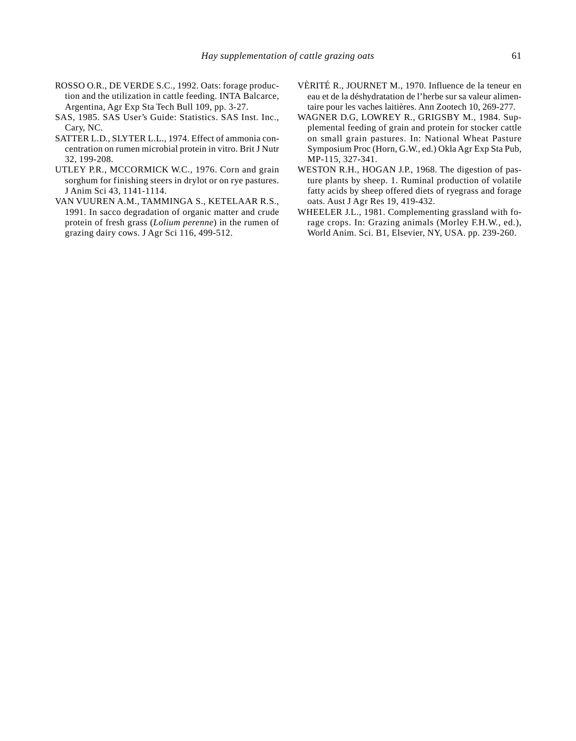ROSSO O.R., DE VERDE S.C., 1992. Oats: forage production and the utilization in cattle feeding. INTA Balcarce, Argentina, Agr Exp Sta Tech Bull 109, pp. 3-27.

SAS, 1985. SAS User's Guide: Statistics. SAS Inst. Inc., Cary, NC.

SATTER L.D., SLYTER L.L., 1974. Effect of ammonia concentration on rumen microbial protein in vitro. Brit J Nutr 32, 199-208.

UTLEY P.R., MCCORMICK W.C., 1976. Corn and grain sorghum for finishing steers in drylot or on rye pastures. J Anim Sci 43, 1141-1114.

VAN VUUREN A.M., TAMMINGA S., KETELAAR R.S., 1991. In sacco degradation of organic matter and crude protein of fresh grass (*Lolium perenne*) in the rumen of grazing dairy cows. J Agr Sci 116, 499-512.

VÈRITÉ R., JOURNET M., 1970. Influence de la teneur en eau et de la déshydratation de l'herbe sur sa valeur alimentaire pour les vaches laitières. Ann Zootech 10, 269-277.

WAGNER D.G, LOWREY R., GRIGSBY M., 1984. Supplemental feeding of grain and protein for stocker cattle on small grain pastures. In: National Wheat Pasture Symposium Proc (Horn, G.W., ed.) Okla Agr Exp Sta Pub, MP-115, 327-341.

WESTON R.H., HOGAN J.P., 1968. The digestion of pasture plants by sheep. 1. Ruminal production of volatile fatty acids by sheep offered diets of ryegrass and forage oats. Aust J Agr Res 19, 419-432.

WHEELER J.L., 1981. Complementing grassland with forage crops. In: Grazing animals (Morley F.H.W., ed.), World Anim. Sci. B1, Elsevier, NY, USA. pp. 239-260.